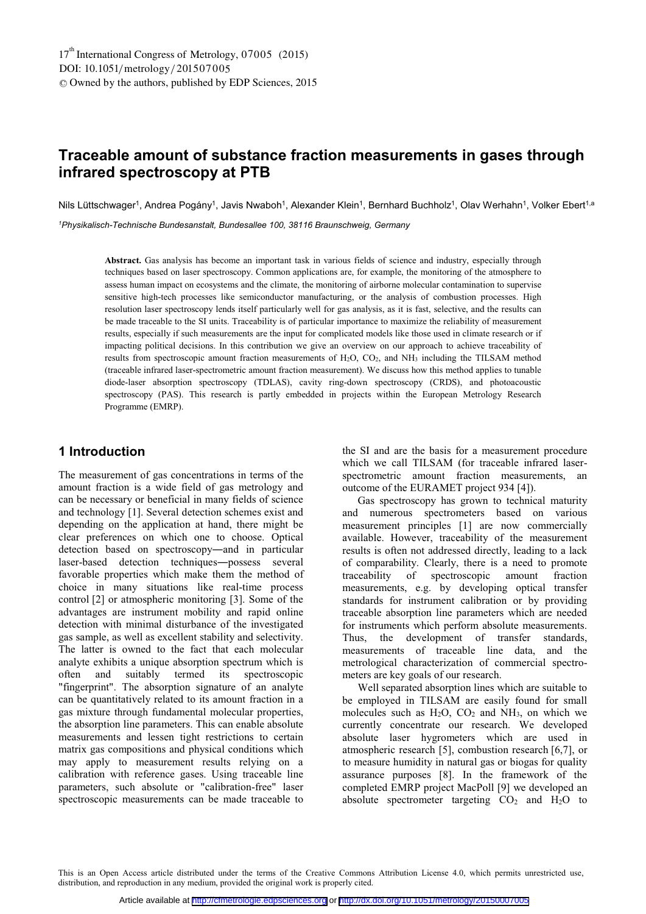# Traceable amount of substance fraction measurements in gases through infrared spectroscopy at PTB

Nils Lüttschwager[1], Andrea Pogány[1], Javis Nwaboh[1], Alexander Klein[1], Bernhard Buchholz[1], Olav Werhahn[1], Volker Ebert[1,a]

[1]*Physikalisch-Technische Bundesanstalt, Bundesallee 100, 38116 Braunschweig, Germany*

**Abstract.** Gas analysis has become an important task in various fields of science and industry, especially through techniques based on laser spectroscopy. Common applications are, for example, the monitoring of the atmosphere to assess human impact on ecosystems and the climate, the monitoring of airborne molecular contamination to supervise sensitive high-tech processes like semiconductor manufacturing, or the analysis of combustion processes. High resolution laser spectroscopy lends itself particularly well for gas analysis, as it is fast, selective, and the results can be made traceable to the SI units. Traceability is of particular importance to maximize the reliability of measurement results, especially if such measurements are the input for complicated models like those used in climate research or if impacting political decisions. In this contribution we give an overview on our approach to achieve traceability of results from spectroscopic amount fraction measurements of $H_2O$, $CO_2$, and $NH_3$ including the TILSAM method (traceable infrared laser-spectrometric amount fraction measurement). We discuss how this method applies to tunable diode-laser absorption spectroscopy (TDLAS), cavity ring-down spectroscopy (CRDS), and photoacoustic spectroscopy (PAS). This research is partly embedded in projects within the European Metrology Research Programme (EMRP).

## 1 Introduction

The measurement of gas concentrations in terms of the amount fraction is a wide field of gas metrology and can be necessary or beneficial in many fields of science and technology [1]. Several detection schemes exist and depending on the application at hand, there might be clear preferences on which one to choose. Optical detection based on spectroscopy―and in particular laser-based detection techniques―possess several favorable properties which make them the method of choice in many situations like real-time process control [2] or atmospheric monitoring [3]. Some of the advantages are instrument mobility and rapid online detection with minimal disturbance of the investigated gas sample, as well as excellent stability and selectivity. The latter is owned to the fact that each molecular analyte exhibits a unique absorption spectrum which is often and suitably termed its spectroscopic "fingerprint". The absorption signature of an analyte can be quantitatively related to its amount fraction in a gas mixture through fundamental molecular properties, the absorption line parameters. This can enable absolute measurements and lessen tight restrictions to certain matrix gas compositions and physical conditions which may apply to measurement results relying on a calibration with reference gases. Using traceable line parameters, such absolute or "calibration-free" laser spectroscopic measurements can be made traceable to the SI and are the basis for a measurement procedure which we call TILSAM (for traceable infrared laser-spectrometric amount fraction measurements, an outcome of the EURAMET project 934 [4]).

Gas spectroscopy has grown to technical maturity and numerous spectrometers based on various measurement principles [1] are now commercially available. However, traceability of the measurement results is often not addressed directly, leading to a lack of comparability. Clearly, there is a need to promote traceability of spectroscopic amount fraction measurements, e.g. by developing optical transfer standards for instrument calibration or by providing traceable absorption line parameters which are needed for instruments which perform absolute measurements. Thus, the development of transfer standards, measurements of traceable line data, and the metrological characterization of commercial spectrometers are key goals of our research.

Well separated absorption lines which are suitable to be employed in TILSAM are easily found for small molecules such as $H_2O$, $CO_2$ and $NH_3$, on which we currently concentrate our research. We developed absolute laser hygrometers which are used in atmospheric research [5], combustion research [6,7], or to measure humidity in natural gas or biogas for quality assurance purposes [8]. In the framework of the completed EMRP project MacPoll [9] we developed an absolute spectrometer targeting $CO_2$ and $H_2O$ to

This is an Open Access article distributed under the terms of the Creative Commons Attribution License 4.0, which permits unrestricted use, distribution, and reproduction in any medium, provided the original work is properly cited.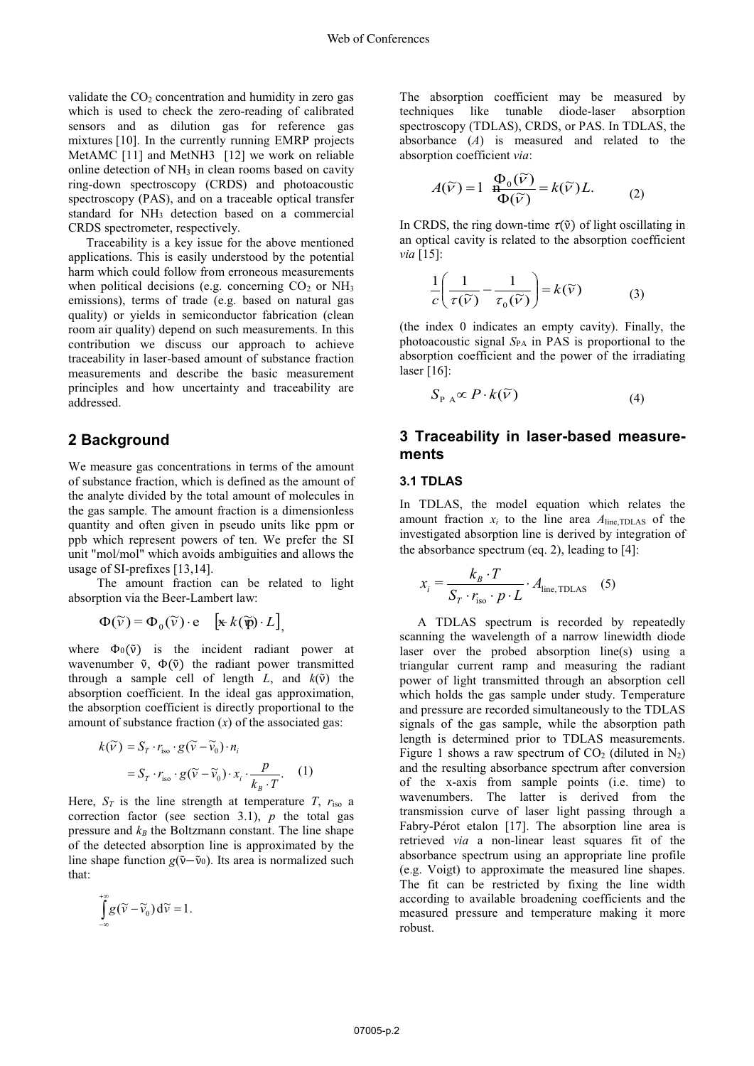validate the $CO_2$ concentration and humidity in zero gas which is used to check the zero-reading of calibrated sensors and as dilution gas for reference gas mixtures [10]. In the currently running EMRP projects MetAMC [11] and MetNH3 [12] we work on reliable online detection of $NH_3$ in clean rooms based on cavity ring-down spectroscopy (CRDS) and photoacoustic spectroscopy (PAS), and on a traceable optical transfer standard for $NH_3$ detection based on a commercial CRDS spectrometer, respectively.

Traceability is a key issue for the above mentioned applications. This is easily understood by the potential harm which could follow from erroneous measurements when political decisions (e.g. concerning $CO_2$ or $NH_3$ emissions), terms of trade (e.g. based on natural gas quality) or yields in semiconductor fabrication (clean room air quality) depend on such measurements. In this contribution we discuss our approach to achieve traceability in laser-based amount of substance fraction measurements and describe the basic measurement principles and how uncertainty and traceability are addressed.

## 2 Background

We measure gas concentrations in terms of the amount of substance fraction, which is defined as the amount of the analyte divided by the total amount of molecules in the gas sample. The amount fraction is a dimensionless quantity and often given in pseudo units like ppm or ppb which represent powers of ten. We prefer the SI unit "mol/mol" which avoids ambiguities and allows the usage of SI-prefixes [13,14].

The amount fraction can be related to light absorption via the Beer-Lambert law:

$$\Phi(\tilde{\nu}) = \Phi_0(\tilde{\nu}) \cdot \mathrm{e}^{\left[-k(\tilde{\nu}) \cdot L\right]},$$

where $\Phi_0(\tilde{\nu})$ is the incident radiant power at wavenumber $\tilde{\nu}$, $\Phi(\tilde{\nu})$ the radiant power transmitted through a sample cell of length $L$, and $k(\tilde{\nu})$ the absorption coefficient. In the ideal gas approximation, the absorption coefficient is directly proportional to the amount of substance fraction ($x$) of the associated gas:

$$\begin{aligned} k(\tilde{\nu}) &= S_T \cdot r_{\text{iso}} \cdot g(\tilde{\nu} - \tilde{\nu}_0) \cdot n_i \\ &= S_T \cdot r_{\text{iso}} \cdot g(\tilde{\nu} - \tilde{\nu}_0) \cdot x_i \cdot \frac{p}{k_B \cdot T}. \end{aligned} \quad (1)$$

Here, $S_T$ is the line strength at temperature $T$, $r_{\text{iso}}$ a correction factor (see section 3.1), $p$ the total gas pressure and $k_B$ the Boltzmann constant. The line shape of the detected absorption line is approximated by the line shape function $g(\tilde{\nu}-\tilde{\nu}_0)$. Its area is normalized such that:

$$\int_{-\infty}^{+\infty} g(\tilde{\nu} - \tilde{\nu}_0)\, \mathrm{d}\tilde{\nu} = 1.$$

The absorption coefficient may be measured by techniques like tunable diode-laser absorption spectroscopy (TDLAS), CRDS, or PAS. In TDLAS, the absorbance ($A$) is measured and related to the absorption coefficient *via*:

$$A(\tilde{\nu}) = \ln \frac{\Phi_0(\tilde{\nu})}{\Phi(\tilde{\nu})} = k(\tilde{\nu}) L. \quad (2)$$

In CRDS, the ring down-time $\tau(\tilde{\nu})$ of light oscillating in an optical cavity is related to the absorption coefficient *via* [15]:

$$\frac{1}{c}\left(\frac{1}{\tau(\tilde{\nu})} - \frac{1}{\tau_0(\tilde{\nu})}\right) = k(\tilde{\nu}) \quad (3)$$

(the index 0 indicates an empty cavity). Finally, the photoacoustic signal $S_{\text{PA}}$ in PAS is proportional to the absorption coefficient and the power of the irradiating laser [16]:

$$S_{\text{PA}} \propto P \cdot k(\tilde{\nu}) \quad (4)$$

## 3 Traceability in laser-based measurements

### 3.1 TDLAS

In TDLAS, the model equation which relates the amount fraction $x_i$ to the line area $A_{\text{line,TDLAS}}$ of the investigated absorption line is derived by integration of the absorbance spectrum (eq. 2), leading to [4]:

$$x_i = \frac{k_B \cdot T}{S_T \cdot r_{\text{iso}} \cdot p \cdot L} \cdot A_{\text{line, TDLAS}} \quad (5)$$

A TDLAS spectrum is recorded by repeatedly scanning the wavelength of a narrow linewidth diode laser over the probed absorption line(s) using a triangular current ramp and measuring the radiant power of light transmitted through an absorption cell which holds the gas sample under study. Temperature and pressure are recorded simultaneously to the TDLAS signals of the gas sample, while the absorption path length is determined prior to TDLAS measurements. Figure 1 shows a raw spectrum of $CO_2$ (diluted in $N_2$) and the resulting absorbance spectrum after conversion of the x-axis from sample points (i.e. time) to wavenumbers. The latter is derived from the transmission curve of laser light passing through a Fabry-Pérot etalon [17]. The absorption line area is retrieved *via* a non-linear least squares fit of the absorbance spectrum using an appropriate line profile (e.g. Voigt) to approximate the measured line shapes. The fit can be restricted by fixing the line width according to available broadening coefficients and the measured pressure and temperature making it more robust.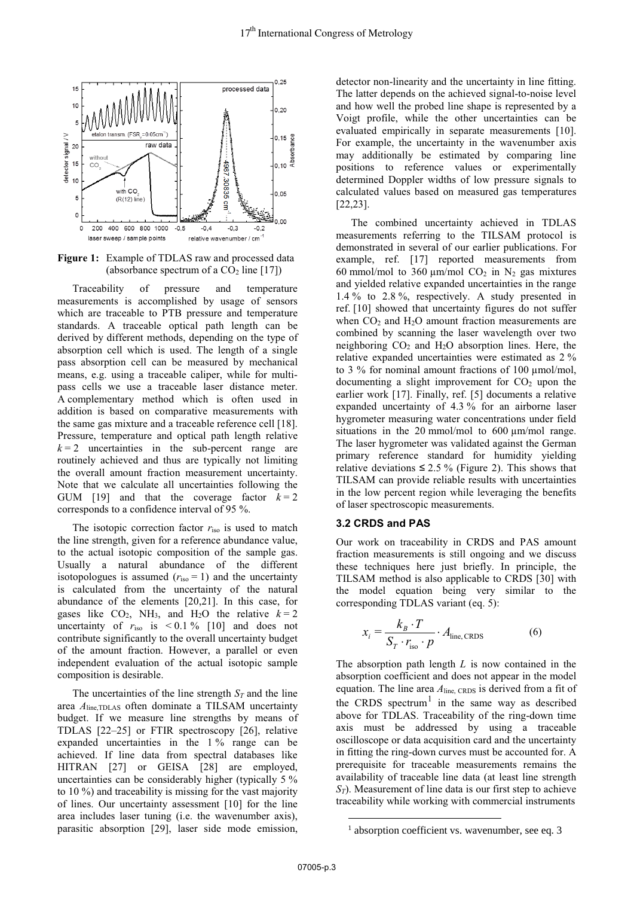**Figure 1:** Example of TDLAS raw and processed data (absorbance spectrum of a $CO_2$ line [17])

Traceability of pressure and temperature measurements is accomplished by usage of sensors which are traceable to PTB pressure and temperature standards. A traceable optical path length can be derived by different methods, depending on the type of absorption cell which is used. The length of a single pass absorption cell can be measured by mechanical means, e.g. using a traceable caliper, while for multi-pass cells we use a traceable laser distance meter. A complementary method which is often used in addition is based on comparative measurements with the same gas mixture and a traceable reference cell [18]. Pressure, temperature and optical path length relative $k = 2$ uncertainties in the sub-percent range are routinely achieved and thus are typically not limiting the overall amount fraction measurement uncertainty. Note that we calculate all uncertainties following the GUM [19] and that the coverage factor $k = 2$ corresponds to a confidence interval of 95 %.

The isotopic correction factor $r_{\text{iso}}$ is used to match the line strength, given for a reference abundance value, to the actual isotopic composition of the sample gas. Usually a natural abundance of the different isotopologues is assumed ($r_{\text{iso}} = 1$) and the uncertainty is calculated from the uncertainty of the natural abundance of the elements [20,21]. In this case, for gases like $CO_2$, $NH_3$, and $H_2O$ the relative $k = 2$ uncertainty of $r_{\text{iso}}$ is < 0.1 % [10] and does not contribute significantly to the overall uncertainty budget of the amount fraction. However, a parallel or even independent evaluation of the actual isotopic sample composition is desirable.

The uncertainties of the line strength $S_T$ and the line area $A_{\text{line,TDLAS}}$ often dominate a TILSAM uncertainty budget. If we measure line strengths by means of TDLAS [22–25] or FTIR spectroscopy [26], relative expanded uncertainties in the 1 % range can be achieved. If line data from spectral databases like HITRAN [27] or GEISA [28] are employed, uncertainties can be considerably higher (typically 5 % to 10 %) and traceability is missing for the vast majority of lines. Our uncertainty assessment [10] for the line area includes laser tuning (i.e. the wavenumber axis), parasitic absorption [29], laser side mode emission, detector non-linearity and the uncertainty in line fitting. The latter depends on the achieved signal-to-noise level and how well the probed line shape is represented by a Voigt profile, while the other uncertainties can be evaluated empirically in separate measurements [10]. For example, the uncertainty in the wavenumber axis may additionally be estimated by comparing line positions to reference values or experimentally determined Doppler widths of low pressure signals to calculated values based on measured gas temperatures [22,23].

The combined uncertainty achieved in TDLAS measurements referring to the TILSAM protocol is demonstrated in several of our earlier publications. For example, ref. [17] reported measurements from 60 mmol/mol to 360 µm/mol $CO_2$ in $N_2$ gas mixtures and yielded relative expanded uncertainties in the range 1.4 % to 2.8 %, respectively. A study presented in ref. [10] showed that uncertainty figures do not suffer when $CO_2$ and $H_2O$ amount fraction measurements are combined by scanning the laser wavelength over two neighboring $CO_2$ and $H_2O$ absorption lines. Here, the relative expanded uncertainties were estimated as 2 % to 3 % for nominal amount fractions of 100 µmol/mol, documenting a slight improvement for $CO_2$ upon the earlier work [17]. Finally, ref. [5] documents a relative expanded uncertainty of 4.3 % for an airborne laser hygrometer measuring water concentrations under field situations in the 20 mmol/mol to 600 µm/mol range. The laser hygrometer was validated against the German primary reference standard for humidity yielding relative deviations ≤ 2.5 % (Figure 2). This shows that TILSAM can provide reliable results with uncertainties in the low percent region while leveraging the benefits of laser spectroscopic measurements.

### 3.2 CRDS and PAS

Our work on traceability in CRDS and PAS amount fraction measurements is still ongoing and we discuss these techniques here just briefly. In principle, the TILSAM method is also applicable to CRDS [30] with the model equation being very similar to the corresponding TDLAS variant (eq. 5):

$$x_i = \frac{k_B \cdot T}{S_T \cdot r_{\text{iso}} \cdot p} \cdot A_{\text{line, CRDS}} \qquad (6)$$

The absorption path length $L$ is now contained in the absorption coefficient and does not appear in the model equation. The line area $A_{\text{line, CRDS}}$ is derived from a fit of the CRDS spectrum[1] in the same way as described above for TDLAS. Traceability of the ring-down time axis must be addressed by using a traceable oscilloscope or data acquisition card and the uncertainty in fitting the ring-down curves must be accounted for. A prerequisite for traceable measurements remains the availability of traceable line data (at least line strength $S_T$). Measurement of line data is our first step to achieve traceability while working with commercial instruments

[1] absorption coefficient vs. wavenumber, see eq. 3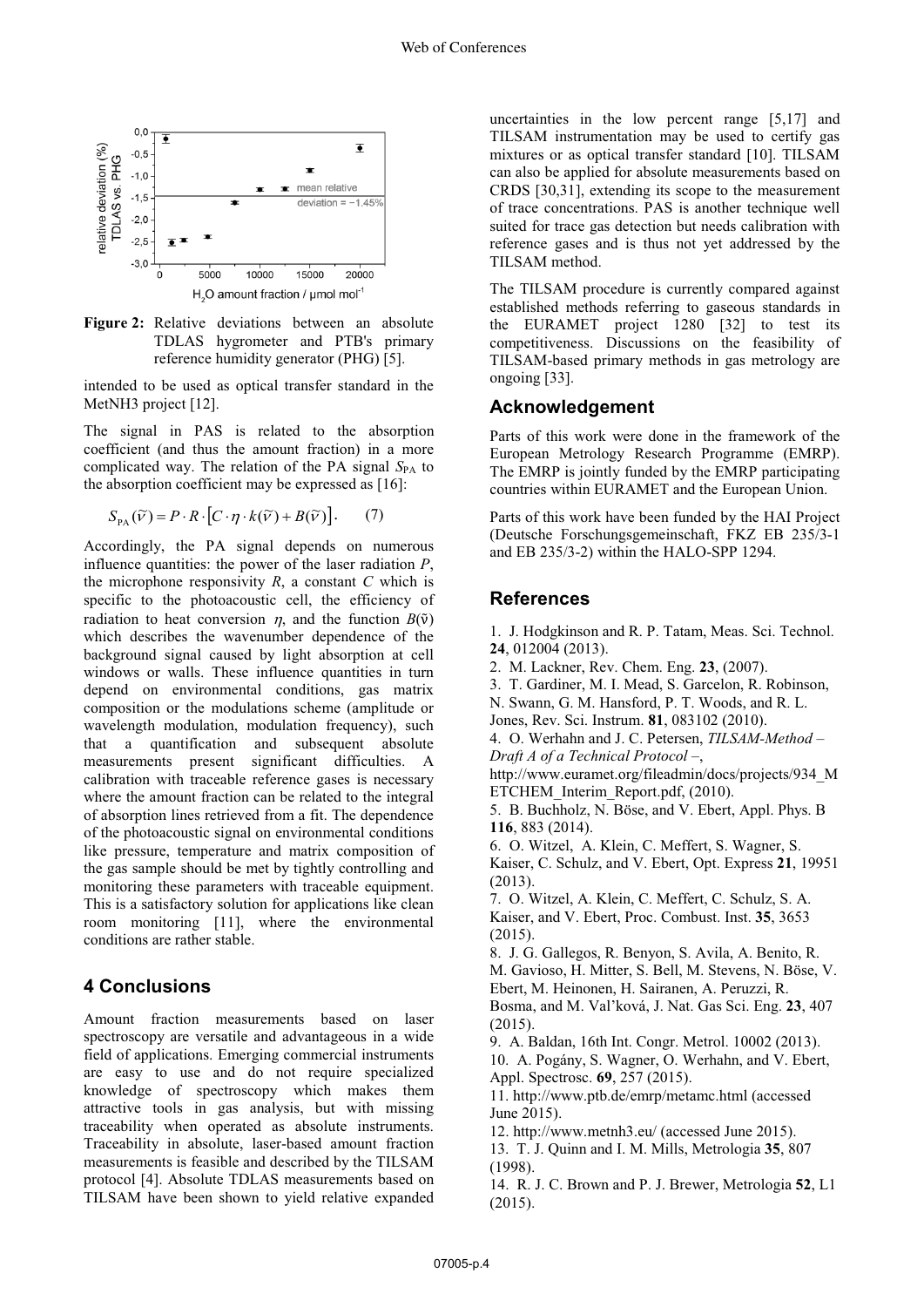**Figure 2:** Relative deviations between an absolute TDLAS hygrometer and PTB's primary reference humidity generator (PHG) [5].

intended to be used as optical transfer standard in the MetNH3 project [12].

The signal in PAS is related to the absorption coefficient (and thus the amount fraction) in a more complicated way. The relation of the PA signal $S_{PA}$ to the absorption coefficient may be expressed as [16]:

$$S_{PA}(\tilde{\nu}) = P \cdot R \cdot \left[ C \cdot \eta \cdot k(\tilde{\nu}) + B(\tilde{\nu}) \right]. \qquad (7)$$

Accordingly, the PA signal depends on numerous influence quantities: the power of the laser radiation $P$, the microphone responsivity $R$, a constant $C$ which is specific to the photoacoustic cell, the efficiency of radiation to heat conversion $\eta$, and the function $B(\tilde{\nu})$ which describes the wavenumber dependence of the background signal caused by light absorption at cell windows or walls. These influence quantities in turn depend on environmental conditions, gas matrix composition or the modulations scheme (amplitude or wavelength modulation, modulation frequency), such that a quantification and subsequent absolute measurements present significant difficulties. A calibration with traceable reference gases is necessary where the amount fraction can be related to the integral of absorption lines retrieved from a fit. The dependence of the photoacoustic signal on environmental conditions like pressure, temperature and matrix composition of the gas sample should be met by tightly controlling and monitoring these parameters with traceable equipment. This is a satisfactory solution for applications like clean room monitoring [11], where the environmental conditions are rather stable.

## 4 Conclusions

Amount fraction measurements based on laser spectroscopy are versatile and advantageous in a wide field of applications. Emerging commercial instruments are easy to use and do not require specialized knowledge of spectroscopy which makes them attractive tools in gas analysis, but with missing traceability when operated as absolute instruments. Traceability in absolute, laser-based amount fraction measurements is feasible and described by the TILSAM protocol [4]. Absolute TDLAS measurements based on TILSAM have been shown to yield relative expanded uncertainties in the low percent range [5,17] and TILSAM instrumentation may be used to certify gas mixtures or as optical transfer standard [10]. TILSAM can also be applied for absolute measurements based on CRDS [30,31], extending its scope to the measurement of trace concentrations. PAS is another technique well suited for trace gas detection but needs calibration with reference gases and is thus not yet addressed by the TILSAM method.

The TILSAM procedure is currently compared against established methods referring to gaseous standards in the EURAMET project 1280 [32] to test its competitiveness. Discussions on the feasibility of TILSAM-based primary methods in gas metrology are ongoing [33].

## Acknowledgement

Parts of this work were done in the framework of the European Metrology Research Programme (EMRP). The EMRP is jointly funded by the EMRP participating countries within EURAMET and the European Union.

Parts of this work have been funded by the HAI Project (Deutsche Forschungsgemeinschaft, FKZ EB 235/3-1 and EB 235/3-2) within the HALO-SPP 1294.

## References

1. J. Hodgkinson and R. P. Tatam, Meas. Sci. Technol. **24**, 012004 (2013).
2. M. Lackner, Rev. Chem. Eng. **23**, (2007).
3. T. Gardiner, M. I. Mead, S. Garcelon, R. Robinson, N. Swann, G. M. Hansford, P. T. Woods, and R. L. Jones, Rev. Sci. Instrum. **81**, 083102 (2010).
4. O. Werhahn and J. C. Petersen, *TILSAM-Method – Draft A of a Technical Protocol* –, http://www.euramet.org/fileadmin/docs/projects/934_METCHEM_Interim_Report.pdf, (2010).
5. B. Buchholz, N. Böse, and V. Ebert, Appl. Phys. B **116**, 883 (2014).
6. O. Witzel, A. Klein, C. Meffert, S. Wagner, S. Kaiser, C. Schulz, and V. Ebert, Opt. Express **21**, 19951 (2013).
7. O. Witzel, A. Klein, C. Meffert, C. Schulz, S. A. Kaiser, and V. Ebert, Proc. Combust. Inst. **35**, 3653 (2015).
8. J. G. Gallegos, R. Benyon, S. Avila, A. Benito, R. M. Gavioso, H. Mitter, S. Bell, M. Stevens, N. Böse, V. Ebert, M. Heinonen, H. Sairanen, A. Peruzzi, R. Bosma, and M. Val'ková, J. Nat. Gas Sci. Eng. **23**, 407 (2015).
9. A. Baldan, 16th Int. Congr. Metrol. 10002 (2013).
10. A. Pogány, S. Wagner, O. Werhahn, and V. Ebert, Appl. Spectrosc. **69**, 257 (2015).
11. http://www.ptb.de/emrp/metamc.html (accessed June 2015).
12. http://www.metnh3.eu/ (accessed June 2015).
13. T. J. Quinn and I. M. Mills, Metrologia **35**, 807 (1998).
14. R. J. C. Brown and P. J. Brewer, Metrologia **52**, L1 (2015).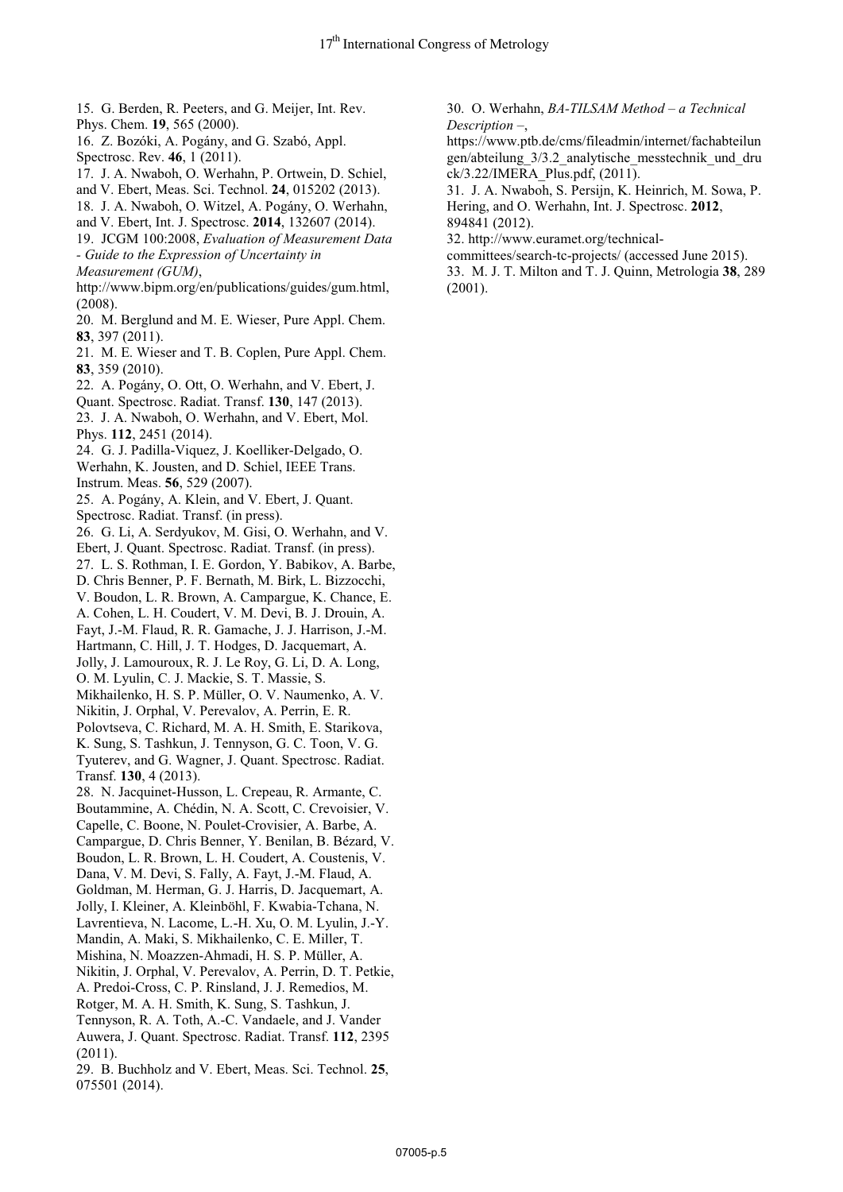15. G. Berden, R. Peeters, and G. Meijer, Int. Rev. Phys. Chem. **19**, 565 (2000).
16. Z. Bozóki, A. Pogány, and G. Szabó, Appl. Spectrosc. Rev. **46**, 1 (2011).
17. J. A. Nwaboh, O. Werhahn, P. Ortwein, D. Schiel, and V. Ebert, Meas. Sci. Technol. **24**, 015202 (2013).
18. J. A. Nwaboh, O. Witzel, A. Pogány, O. Werhahn, and V. Ebert, Int. J. Spectrosc. **2014**, 132607 (2014).
19. JCGM 100:2008, *Evaluation of Measurement Data - Guide to the Expression of Uncertainty in Measurement (GUM)*, http://www.bipm.org/en/publications/guides/gum.html, (2008).
20. M. Berglund and M. E. Wieser, Pure Appl. Chem. **83**, 397 (2011).
21. M. E. Wieser and T. B. Coplen, Pure Appl. Chem. **83**, 359 (2010).
22. A. Pogány, O. Ott, O. Werhahn, and V. Ebert, J. Quant. Spectrosc. Radiat. Transf. **130**, 147 (2013).
23. J. A. Nwaboh, O. Werhahn, and V. Ebert, Mol. Phys. **112**, 2451 (2014).
24. G. J. Padilla-Viquez, J. Koelliker-Delgado, O. Werhahn, K. Jousten, and D. Schiel, IEEE Trans. Instrum. Meas. **56**, 529 (2007).
25. A. Pogány, A. Klein, and V. Ebert, J. Quant. Spectrosc. Radiat. Transf. (in press).
26. G. Li, A. Serdyukov, M. Gisi, O. Werhahn, and V. Ebert, J. Quant. Spectrosc. Radiat. Transf. (in press).
27. L. S. Rothman, I. E. Gordon, Y. Babikov, A. Barbe, D. Chris Benner, P. F. Bernath, M. Birk, L. Bizzocchi, V. Boudon, L. R. Brown, A. Campargue, K. Chance, E. A. Cohen, L. H. Coudert, V. M. Devi, B. J. Drouin, A. Fayt, J.-M. Flaud, R. R. Gamache, J. J. Harrison, J.-M. Hartmann, C. Hill, J. T. Hodges, D. Jacquemart, A. Jolly, J. Lamouroux, R. J. Le Roy, G. Li, D. A. Long, O. M. Lyulin, C. J. Mackie, S. T. Massie, S. Mikhailenko, H. S. P. Müller, O. V. Naumenko, A. V. Nikitin, J. Orphal, V. Perevalov, A. Perrin, E. R. Polovtseva, C. Richard, M. A. H. Smith, E. Starikova, K. Sung, S. Tashkun, J. Tennyson, G. C. Toon, V. G. Tyuterev, and G. Wagner, J. Quant. Spectrosc. Radiat. Transf. **130**, 4 (2013).
28. N. Jacquinet-Husson, L. Crepeau, R. Armante, C. Boutammine, A. Chédin, N. A. Scott, C. Crevoisier, V. Capelle, C. Boone, N. Poulet-Crovisier, A. Barbe, A. Campargue, D. Chris Benner, Y. Benilan, B. Bézard, V. Boudon, L. R. Brown, L. H. Coudert, A. Coustenis, V. Dana, V. M. Devi, S. Fally, A. Fayt, J.-M. Flaud, A. Goldman, M. Herman, G. J. Harris, D. Jacquemart, A. Jolly, I. Kleiner, A. Kleinböhl, F. Kwabia-Tchana, N. Lavrentieva, N. Lacome, L.-H. Xu, O. M. Lyulin, J.-Y. Mandin, A. Maki, S. Mikhailenko, C. E. Miller, T. Mishina, N. Moazzen-Ahmadi, H. S. P. Müller, A. Nikitin, J. Orphal, V. Perevalov, A. Perrin, D. T. Petkie, A. Predoi-Cross, C. P. Rinsland, J. J. Remedios, M. Rotger, M. A. H. Smith, K. Sung, S. Tashkun, J. Tennyson, R. A. Toth, A.-C. Vandaele, and J. Vander Auwera, J. Quant. Spectrosc. Radiat. Transf. **112**, 2395 (2011).
29. B. Buchholz and V. Ebert, Meas. Sci. Technol. **25**, 075501 (2014).
30. O. Werhahn, *BA-TILSAM Method – a Technical Description* –, https://www.ptb.de/cms/fileadmin/internet/fachabteilungen/abteilung_3/3.2_analytische_messtechnik_und_druck/3.22/IMERA_Plus.pdf, (2011).
31. J. A. Nwaboh, S. Persijn, K. Heinrich, M. Sowa, P. Hering, and O. Werhahn, Int. J. Spectrosc. **2012**, 894841 (2012).
32. http://www.euramet.org/technical-committees/search-tc-projects/ (accessed June 2015).
33. M. J. T. Milton and T. J. Quinn, Metrologia **38**, 289 (2001).